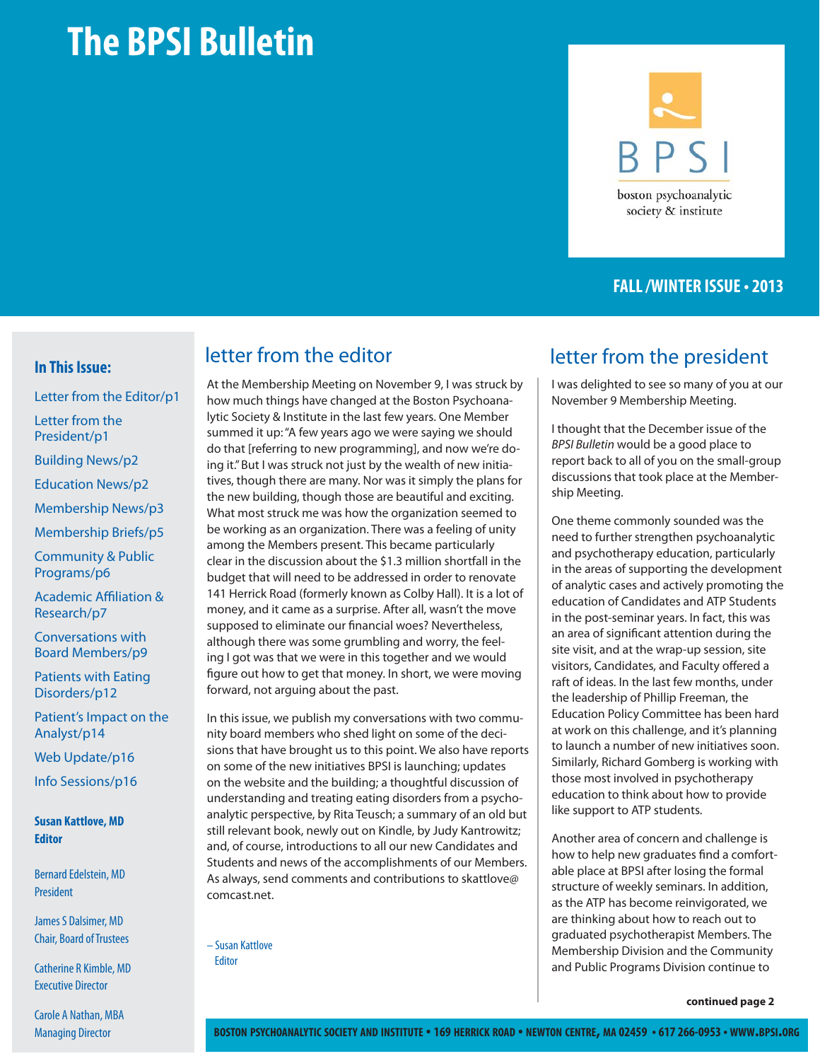# The BPSI Bulletin

BPSI
boston psychoanalytic society & institute

**FALL /WINTER ISSUE • 2013**

**In This Issue:**

- Letter from the Editor/p1
- Letter from the President/p1
- Building News/p2
- Education News/p2
- Membership News/p3
- Membership Briefs/p5
- Community & Public Programs/p6
- Academic Affiliation & Research/p7
- Conversations with Board Members/p9
- Patients with Eating Disorders/p12
- Patient's Impact on the Analyst/p14
- Web Update/p16
- Info Sessions/p16

**Susan Kattlove, MD**
**Editor**

Bernard Edelstein, MD
President

James S Dalsimer, MD
Chair, Board of Trustees

Catherine R Kimble, MD
Executive Director

Carole A Nathan, MBA
Managing Director

## letter from the editor

At the Membership Meeting on November 9, I was struck by how much things have changed at the Boston Psychoanalytic Society & Institute in the last few years. One Member summed it up: "A few years ago we were saying we should do that [referring to new programming], and now we're doing it." But I was struck not just by the wealth of new initiatives, though there are many. Nor was it simply the plans for the new building, though those are beautiful and exciting. What most struck me was how the organization seemed to be working as an organization. There was a feeling of unity among the Members present. This became particularly clear in the discussion about the $1.3 million shortfall in the budget that will need to be addressed in order to renovate 141 Herrick Road (formerly known as Colby Hall). It is a lot of money, and it came as a surprise. After all, wasn't the move supposed to eliminate our financial woes? Nevertheless, although there was some grumbling and worry, the feeling I got was that we were in this together and we would figure out how to get that money. In short, we were moving forward, not arguing about the past.

In this issue, we publish my conversations with two community board members who shed light on some of the decisions that have brought us to this point. We also have reports on some of the new initiatives BPSI is launching; updates on the website and the building; a thoughtful discussion of understanding and treating eating disorders from a psychoanalytic perspective, by Rita Teusch; a summary of an old but still relevant book, newly out on Kindle, by Judy Kantrowitz; and, of course, introductions to all our new Candidates and Students and news of the accomplishments of our Members. As always, send comments and contributions to skattlove@comcast.net.

– Susan Kattlove
Editor

## letter from the president

I was delighted to see so many of you at our November 9 Membership Meeting.

I thought that the December issue of the *BPSI Bulletin* would be a good place to report back to all of you on the small-group discussions that took place at the Membership Meeting.

One theme commonly sounded was the need to further strengthen psychoanalytic and psychotherapy education, particularly in the areas of supporting the development of analytic cases and actively promoting the education of Candidates and ATP Students in the post-seminar years. In fact, this was an area of significant attention during the site visit, and at the wrap-up session, site visitors, Candidates, and Faculty offered a raft of ideas. In the last few months, under the leadership of Phillip Freeman, the Education Policy Committee has been hard at work on this challenge, and it's planning to launch a number of new initiatives soon. Similarly, Richard Gomberg is working with those most involved in psychotherapy education to think about how to provide like support to ATP students.

Another area of concern and challenge is how to help new graduates find a comfortable place at BPSI after losing the formal structure of weekly seminars. In addition, as the ATP has become reinvigorated, we are thinking about how to reach out to graduated psychotherapist Members. The Membership Division and the Community and Public Programs Division continue to

**continued page 2**

**BOSTON PSYCHOANALYTIC SOCIETY AND INSTITUTE • 169 HERRICK ROAD • NEWTON CENTRE, MA 02459 • 617 266-0953 • WWW.BPSI.ORG**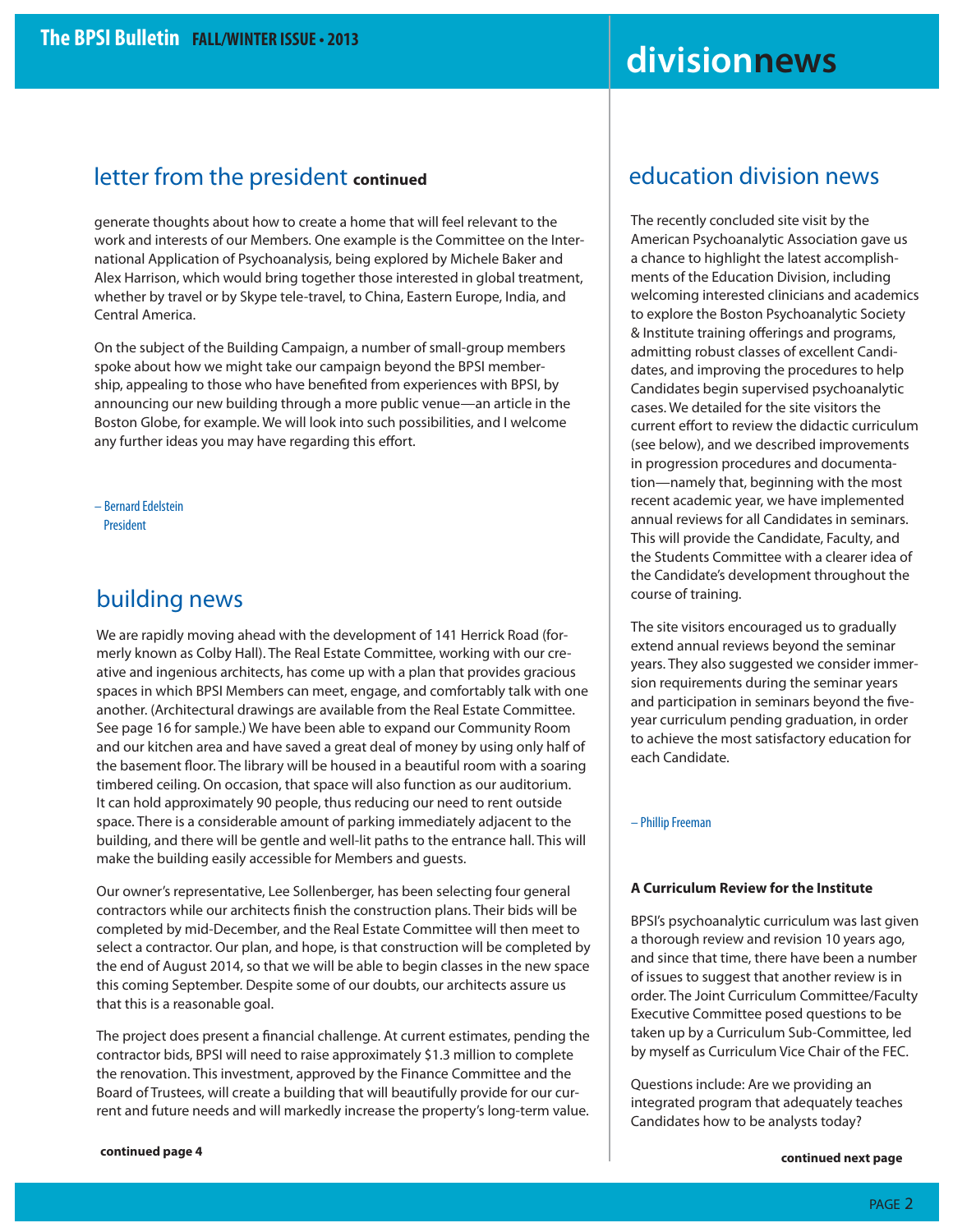## letter from the president **continued**

generate thoughts about how to create a home that will feel relevant to the work and interests of our Members. One example is the Committee on the International Application of Psychoanalysis, being explored by Michele Baker and Alex Harrison, which would bring together those interested in global treatment, whether by travel or by Skype tele-travel, to China, Eastern Europe, India, and Central America.

On the subject of the Building Campaign, a number of small-group members spoke about how we might take our campaign beyond the BPSI membership, appealing to those who have benefited from experiences with BPSI, by announcing our new building through a more public venue—an article in the Boston Globe, for example. We will look into such possibilities, and I welcome any further ideas you may have regarding this effort.

– Bernard Edelstein
President

## building news

We are rapidly moving ahead with the development of 141 Herrick Road (formerly known as Colby Hall). The Real Estate Committee, working with our creative and ingenious architects, has come up with a plan that provides gracious spaces in which BPSI Members can meet, engage, and comfortably talk with one another. (Architectural drawings are available from the Real Estate Committee. See page 16 for sample.) We have been able to expand our Community Room and our kitchen area and have saved a great deal of money by using only half of the basement floor. The library will be housed in a beautiful room with a soaring timbered ceiling. On occasion, that space will also function as our auditorium. It can hold approximately 90 people, thus reducing our need to rent outside space. There is a considerable amount of parking immediately adjacent to the building, and there will be gentle and well-lit paths to the entrance hall. This will make the building easily accessible for Members and guests.

Our owner's representative, Lee Sollenberger, has been selecting four general contractors while our architects finish the construction plans. Their bids will be completed by mid-December, and the Real Estate Committee will then meet to select a contractor. Our plan, and hope, is that construction will be completed by the end of August 2014, so that we will be able to begin classes in the new space this coming September. Despite some of our doubts, our architects assure us that this is a reasonable goal.

The project does present a financial challenge. At current estimates, pending the contractor bids, BPSI will need to raise approximately $1.3 million to complete the renovation. This investment, approved by the Finance Committee and the Board of Trustees, will create a building that will beautifully provide for our current and future needs and will markedly increase the property's long-term value.

**continued page 4**

# divisionnews

## education division news

The recently concluded site visit by the American Psychoanalytic Association gave us a chance to highlight the latest accomplishments of the Education Division, including welcoming interested clinicians and academics to explore the Boston Psychoanalytic Society & Institute training offerings and programs, admitting robust classes of excellent Candidates, and improving the procedures to help Candidates begin supervised psychoanalytic cases. We detailed for the site visitors the current effort to review the didactic curriculum (see below), and we described improvements in progression procedures and documentation—namely that, beginning with the most recent academic year, we have implemented annual reviews for all Candidates in seminars. This will provide the Candidate, Faculty, and the Students Committee with a clearer idea of the Candidate's development throughout the course of training.

The site visitors encouraged us to gradually extend annual reviews beyond the seminar years. They also suggested we consider immersion requirements during the seminar years and participation in seminars beyond the five-year curriculum pending graduation, in order to achieve the most satisfactory education for each Candidate.

– Phillip Freeman

### A Curriculum Review for the Institute

BPSI's psychoanalytic curriculum was last given a thorough review and revision 10 years ago, and since that time, there have been a number of issues to suggest that another review is in order. The Joint Curriculum Committee/Faculty Executive Committee posed questions to be taken up by a Curriculum Sub-Committee, led by myself as Curriculum Vice Chair of the FEC.

Questions include: Are we providing an integrated program that adequately teaches Candidates how to be analysts today?

**continued next page**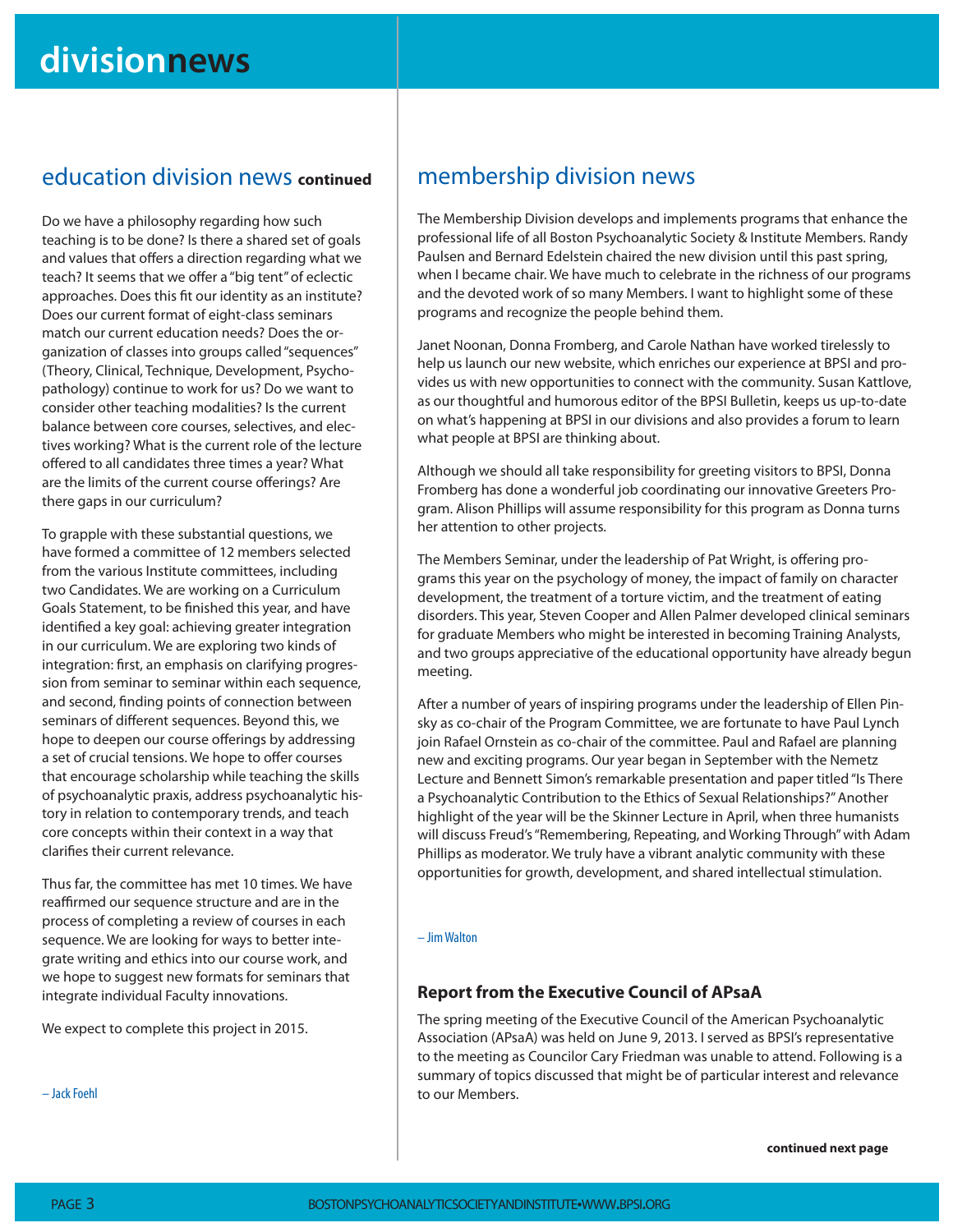# divisionnews

## education division news continued

Do we have a philosophy regarding how such teaching is to be done? Is there a shared set of goals and values that offers a direction regarding what we teach? It seems that we offer a "big tent" of eclectic approaches. Does this fit our identity as an institute? Does our current format of eight-class seminars match our current education needs? Does the organization of classes into groups called "sequences" (Theory, Clinical, Technique, Development, Psychopathology) continue to work for us? Do we want to consider other teaching modalities? Is the current balance between core courses, selectives, and electives working? What is the current role of the lecture offered to all candidates three times a year? What are the limits of the current course offerings? Are there gaps in our curriculum?

To grapple with these substantial questions, we have formed a committee of 12 members selected from the various Institute committees, including two Candidates. We are working on a Curriculum Goals Statement, to be finished this year, and have identified a key goal: achieving greater integration in our curriculum. We are exploring two kinds of integration: first, an emphasis on clarifying progression from seminar to seminar within each sequence, and second, finding points of connection between seminars of different sequences. Beyond this, we hope to deepen our course offerings by addressing a set of crucial tensions. We hope to offer courses that encourage scholarship while teaching the skills of psychoanalytic praxis, address psychoanalytic history in relation to contemporary trends, and teach core concepts within their context in a way that clarifies their current relevance.

Thus far, the committee has met 10 times. We have reaffirmed our sequence structure and are in the process of completing a review of courses in each sequence. We are looking for ways to better integrate writing and ethics into our course work, and we hope to suggest new formats for seminars that integrate individual Faculty innovations.

We expect to complete this project in 2015.

– Jack Foehl

## membership division news

The Membership Division develops and implements programs that enhance the professional life of all Boston Psychoanalytic Society & Institute Members. Randy Paulsen and Bernard Edelstein chaired the new division until this past spring, when I became chair. We have much to celebrate in the richness of our programs and the devoted work of so many Members. I want to highlight some of these programs and recognize the people behind them.

Janet Noonan, Donna Fromberg, and Carole Nathan have worked tirelessly to help us launch our new website, which enriches our experience at BPSI and provides us with new opportunities to connect with the community. Susan Kattlove, as our thoughtful and humorous editor of the BPSI Bulletin, keeps us up-to-date on what's happening at BPSI in our divisions and also provides a forum to learn what people at BPSI are thinking about.

Although we should all take responsibility for greeting visitors to BPSI, Donna Fromberg has done a wonderful job coordinating our innovative Greeters Program. Alison Phillips will assume responsibility for this program as Donna turns her attention to other projects.

The Members Seminar, under the leadership of Pat Wright, is offering programs this year on the psychology of money, the impact of family on character development, the treatment of a torture victim, and the treatment of eating disorders. This year, Steven Cooper and Allen Palmer developed clinical seminars for graduate Members who might be interested in becoming Training Analysts, and two groups appreciative of the educational opportunity have already begun meeting.

After a number of years of inspiring programs under the leadership of Ellen Pinsky as co-chair of the Program Committee, we are fortunate to have Paul Lynch join Rafael Ornstein as co-chair of the committee. Paul and Rafael are planning new and exciting programs. Our year began in September with the Nemetz Lecture and Bennett Simon's remarkable presentation and paper titled "Is There a Psychoanalytic Contribution to the Ethics of Sexual Relationships?" Another highlight of the year will be the Skinner Lecture in April, when three humanists will discuss Freud's "Remembering, Repeating, and Working Through" with Adam Phillips as moderator. We truly have a vibrant analytic community with these opportunities for growth, development, and shared intellectual stimulation.

– Jim Walton

### Report from the Executive Council of APsaA

The spring meeting of the Executive Council of the American Psychoanalytic Association (APsaA) was held on June 9, 2013. I served as BPSI's representative to the meeting as Councilor Cary Friedman was unable to attend. Following is a summary of topics discussed that might be of particular interest and relevance to our Members.

**continued next page**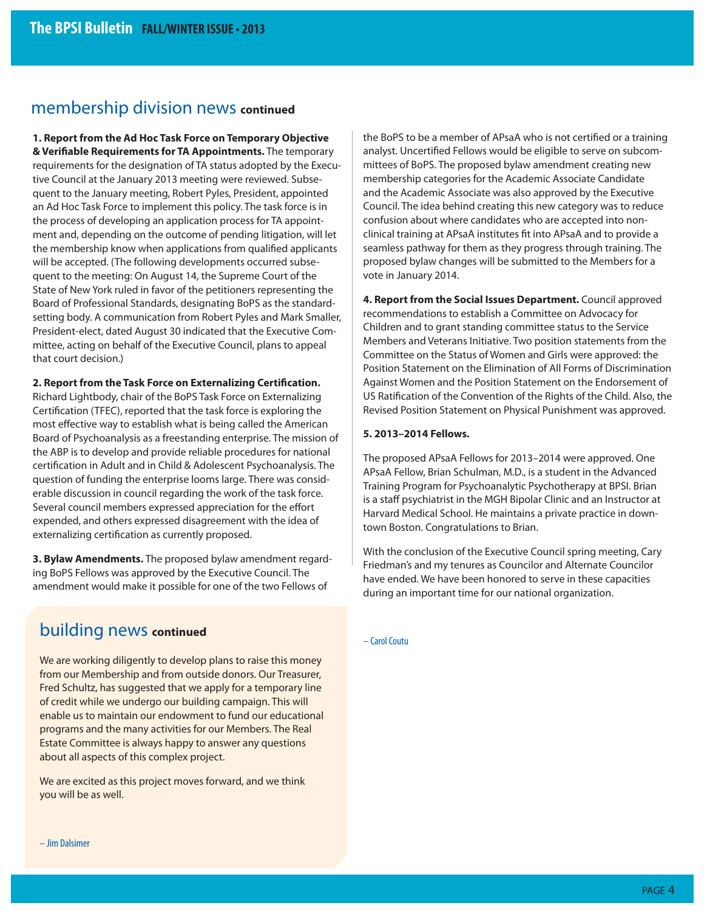## membership division news **continued**

**1. Report from the Ad Hoc Task Force on Temporary Objective & Verifiable Requirements for TA Appointments.** The temporary requirements for the designation of TA status adopted by the Executive Council at the January 2013 meeting were reviewed. Subsequent to the January meeting, Robert Pyles, President, appointed an Ad Hoc Task Force to implement this policy. The task force is in the process of developing an application process for TA appointment and, depending on the outcome of pending litigation, will let the membership know when applications from qualified applicants will be accepted. (The following developments occurred subsequent to the meeting: On August 14, the Supreme Court of the State of New York ruled in favor of the petitioners representing the Board of Professional Standards, designating BoPS as the standard-setting body. A communication from Robert Pyles and Mark Smaller, President-elect, dated August 30 indicated that the Executive Committee, acting on behalf of the Executive Council, plans to appeal that court decision.)

**2. Report from the Task Force on Externalizing Certification.** Richard Lightbody, chair of the BoPS Task Force on Externalizing Certification (TFEC), reported that the task force is exploring the most effective way to establish what is being called the American Board of Psychoanalysis as a freestanding enterprise. The mission of the ABP is to develop and provide reliable procedures for national certification in Adult and in Child & Adolescent Psychoanalysis. The question of funding the enterprise looms large. There was considerable discussion in council regarding the work of the task force. Several council members expressed appreciation for the effort expended, and others expressed disagreement with the idea of externalizing certification as currently proposed.

**3. Bylaw Amendments.** The proposed bylaw amendment regarding BoPS Fellows was approved by the Executive Council. The amendment would make it possible for one of the two Fellows of the BoPS to be a member of APsaA who is not certified or a training analyst. Uncertified Fellows would be eligible to serve on subcommittees of BoPS. The proposed bylaw amendment creating new membership categories for the Academic Associate Candidate and the Academic Associate was also approved by the Executive Council. The idea behind creating this new category was to reduce confusion about where candidates who are accepted into non-clinical training at APsaA institutes fit into APsaA and to provide a seamless pathway for them as they progress through training. The proposed bylaw changes will be submitted to the Members for a vote in January 2014.

**4. Report from the Social Issues Department.** Council approved recommendations to establish a Committee on Advocacy for Children and to grant standing committee status to the Service Members and Veterans Initiative. Two position statements from the Committee on the Status of Women and Girls were approved: the Position Statement on the Elimination of All Forms of Discrimination Against Women and the Position Statement on the Endorsement of US Ratification of the Convention of the Rights of the Child. Also, the Revised Position Statement on Physical Punishment was approved.

**5. 2013–2014 Fellows.**

The proposed APsaA Fellows for 2013–2014 were approved. One APsaA Fellow, Brian Schulman, M.D., is a student in the Advanced Training Program for Psychoanalytic Psychotherapy at BPSI. Brian is a staff psychiatrist in the MGH Bipolar Clinic and an Instructor at Harvard Medical School. He maintains a private practice in downtown Boston. Congratulations to Brian.

With the conclusion of the Executive Council spring meeting, Cary Friedman's and my tenures as Councilor and Alternate Councilor have ended. We have been honored to serve in these capacities during an important time for our national organization.

– Carol Coutu

## building news **continued**

We are working diligently to develop plans to raise this money from our Membership and from outside donors. Our Treasurer, Fred Schultz, has suggested that we apply for a temporary line of credit while we undergo our building campaign. This will enable us to maintain our endowment to fund our educational programs and the many activities for our Members. The Real Estate Committee is always happy to answer any questions about all aspects of this complex project.

We are excited as this project moves forward, and we think you will be as well.

– Jim Dalsimer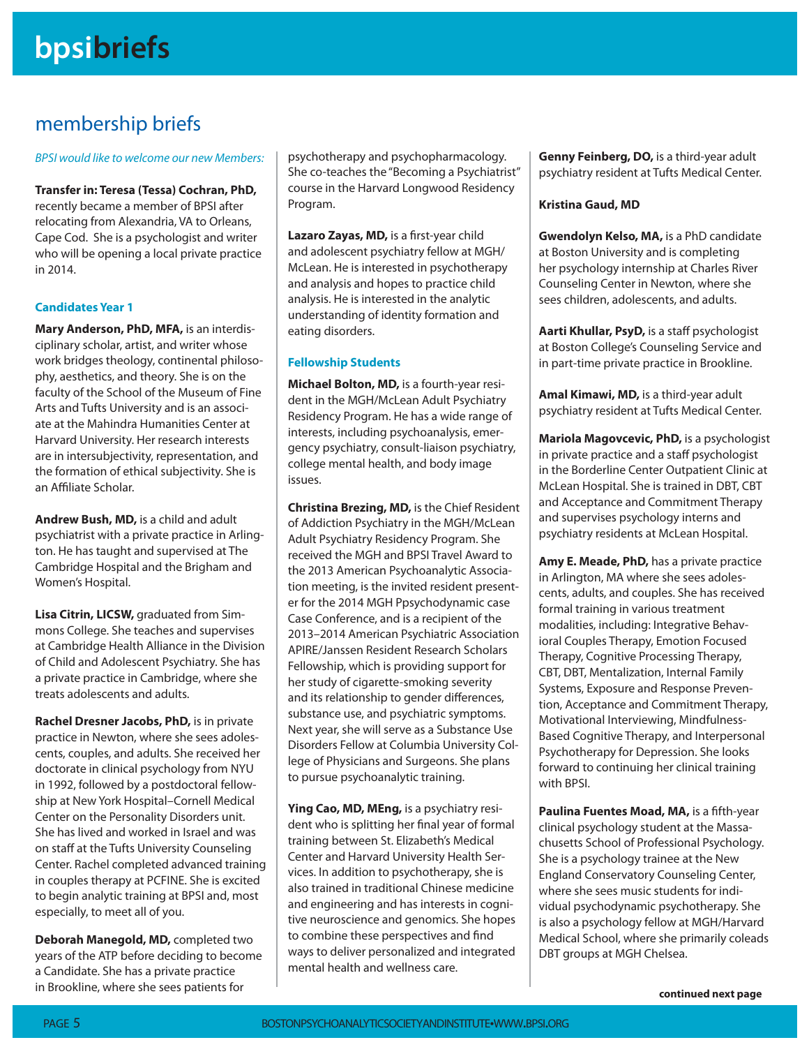# membership briefs

*BPSI would like to welcome our new Members:*

**Transfer in: Teresa (Tessa) Cochran, PhD,** recently became a member of BPSI after relocating from Alexandria, VA to Orleans, Cape Cod. She is a psychologist and writer who will be opening a local private practice in 2014.

### Candidates Year 1

**Mary Anderson, PhD, MFA,** is an interdisciplinary scholar, artist, and writer whose work bridges theology, continental philosophy, aesthetics, and theory. She is on the faculty of the School of the Museum of Fine Arts and Tufts University and is an associate at the Mahindra Humanities Center at Harvard University. Her research interests are in intersubjectivity, representation, and the formation of ethical subjectivity. She is an Affiliate Scholar.

**Andrew Bush, MD,** is a child and adult psychiatrist with a private practice in Arlington. He has taught and supervised at The Cambridge Hospital and the Brigham and Women's Hospital.

**Lisa Citrin, LICSW,** graduated from Simmons College. She teaches and supervises at Cambridge Health Alliance in the Division of Child and Adolescent Psychiatry. She has a private practice in Cambridge, where she treats adolescents and adults.

**Rachel Dresner Jacobs, PhD,** is in private practice in Newton, where she sees adolescents, couples, and adults. She received her doctorate in clinical psychology from NYU in 1992, followed by a postdoctoral fellowship at New York Hospital–Cornell Medical Center on the Personality Disorders unit. She has lived and worked in Israel and was on staff at the Tufts University Counseling Center. Rachel completed advanced training in couples therapy at PCFINE. She is excited to begin analytic training at BPSI and, most especially, to meet all of you.

**Deborah Manegold, MD,** completed two years of the ATP before deciding to become a Candidate. She has a private practice in Brookline, where she sees patients for psychotherapy and psychopharmacology. She co-teaches the "Becoming a Psychiatrist" course in the Harvard Longwood Residency Program.

**Lazaro Zayas, MD,** is a first-year child and adolescent psychiatry fellow at MGH/McLean. He is interested in psychotherapy and analysis and hopes to practice child analysis. He is interested in the analytic understanding of identity formation and eating disorders.

### Fellowship Students

**Michael Bolton, MD,** is a fourth-year resident in the MGH/McLean Adult Psychiatry Residency Program. He has a wide range of interests, including psychoanalysis, emergency psychiatry, consult-liaison psychiatry, college mental health, and body image issues.

**Christina Brezing, MD,** is the Chief Resident of Addiction Psychiatry in the MGH/McLean Adult Psychiatry Residency Program. She received the MGH and BPSI Travel Award to the 2013 American Psychoanalytic Association meeting, is the invited resident presenter for the 2014 MGH Ppsychodynamic case Case Conference, and is a recipient of the 2013–2014 American Psychiatric Association APIRE/Janssen Resident Research Scholars Fellowship, which is providing support for her study of cigarette-smoking severity and its relationship to gender differences, substance use, and psychiatric symptoms. Next year, she will serve as a Substance Use Disorders Fellow at Columbia University College of Physicians and Surgeons. She plans to pursue psychoanalytic training.

**Ying Cao, MD, MEng,** is a psychiatry resident who is splitting her final year of formal training between St. Elizabeth's Medical Center and Harvard University Health Services. In addition to psychotherapy, she is also trained in traditional Chinese medicine and engineering and has interests in cognitive neuroscience and genomics. She hopes to combine these perspectives and find ways to deliver personalized and integrated mental health and wellness care.

**Genny Feinberg, DO,** is a third-year adult psychiatry resident at Tufts Medical Center.

**Kristina Gaud, MD**

**Gwendolyn Kelso, MA,** is a PhD candidate at Boston University and is completing her psychology internship at Charles River Counseling Center in Newton, where she sees children, adolescents, and adults.

**Aarti Khullar, PsyD,** is a staff psychologist at Boston College's Counseling Service and in part-time private practice in Brookline.

**Amal Kimawi, MD,** is a third-year adult psychiatry resident at Tufts Medical Center.

**Mariola Magovcevic, PhD,** is a psychologist in private practice and a staff psychologist in the Borderline Center Outpatient Clinic at McLean Hospital. She is trained in DBT, CBT and Acceptance and Commitment Therapy and supervises psychology interns and psychiatry residents at McLean Hospital.

**Amy E. Meade, PhD,** has a private practice in Arlington, MA where she sees adolescents, adults, and couples. She has received formal training in various treatment modalities, including: Integrative Behavioral Couples Therapy, Emotion Focused Therapy, Cognitive Processing Therapy, CBT, DBT, Mentalization, Internal Family Systems, Exposure and Response Prevention, Acceptance and Commitment Therapy, Motivational Interviewing, Mindfulness-Based Cognitive Therapy, and Interpersonal Psychotherapy for Depression. She looks forward to continuing her clinical training with BPSI.

**Paulina Fuentes Moad, MA,** is a fifth-year clinical psychology student at the Massachusetts School of Professional Psychology. She is a psychology trainee at the New England Conservatory Counseling Center, where she sees music students for individual psychodynamic psychotherapy. She is also a psychology fellow at MGH/Harvard Medical School, where she primarily coleads DBT groups at MGH Chelsea.

**continued next page**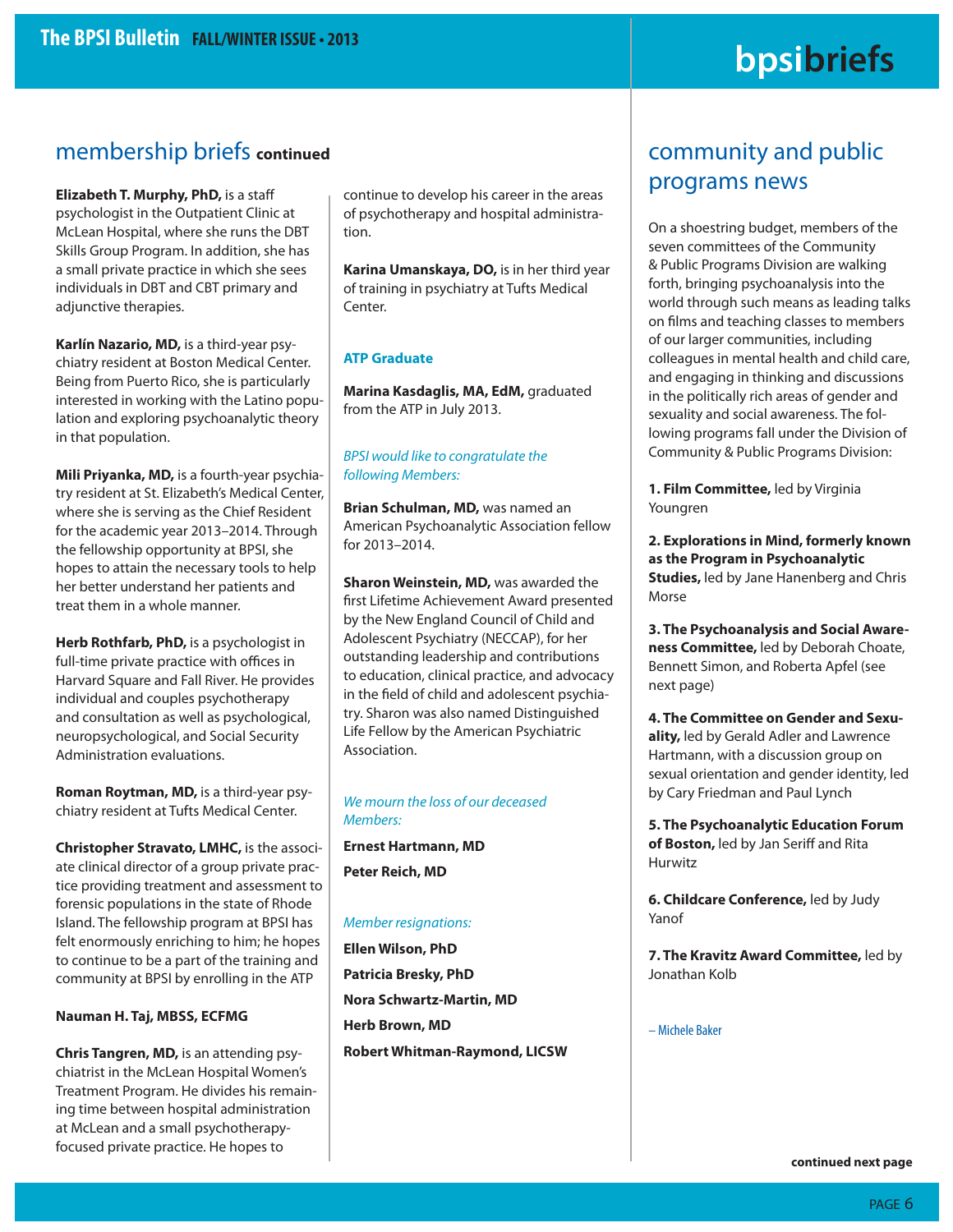## membership briefs continued

**Elizabeth T. Murphy, PhD,** is a staff psychologist in the Outpatient Clinic at McLean Hospital, where she runs the DBT Skills Group Program. In addition, she has a small private practice in which she sees individuals in DBT and CBT primary and adjunctive therapies.

**Karlín Nazario, MD,** is a third-year psychiatry resident at Boston Medical Center. Being from Puerto Rico, she is particularly interested in working with the Latino population and exploring psychoanalytic theory in that population.

**Mili Priyanka, MD,** is a fourth-year psychiatry resident at St. Elizabeth's Medical Center, where she is serving as the Chief Resident for the academic year 2013–2014. Through the fellowship opportunity at BPSI, she hopes to attain the necessary tools to help her better understand her patients and treat them in a whole manner.

**Herb Rothfarb, PhD,** is a psychologist in full-time private practice with offices in Harvard Square and Fall River. He provides individual and couples psychotherapy and consultation as well as psychological, neuropsychological, and Social Security Administration evaluations.

**Roman Roytman, MD,** is a third-year psychiatry resident at Tufts Medical Center.

**Christopher Stravato, LMHC,** is the associate clinical director of a group private practice providing treatment and assessment to forensic populations in the state of Rhode Island. The fellowship program at BPSI has felt enormously enriching to him; he hopes to continue to be a part of the training and community at BPSI by enrolling in the ATP

**Nauman H. Taj, MBSS, ECFMG**

**Chris Tangren, MD,** is an attending psychiatrist in the McLean Hospital Women's Treatment Program. He divides his remaining time between hospital administration at McLean and a small psychotherapy-focused private practice. He hopes to continue to develop his career in the areas of psychotherapy and hospital administration.

**Karina Umanskaya, DO,** is in her third year of training in psychiatry at Tufts Medical Center.

### ATP Graduate

**Marina Kasdaglis, MA, EdM,** graduated from the ATP in July 2013.

*BPSI would like to congratulate the following Members:*

**Brian Schulman, MD,** was named an American Psychoanalytic Association fellow for 2013–2014.

**Sharon Weinstein, MD,** was awarded the first Lifetime Achievement Award presented by the New England Council of Child and Adolescent Psychiatry (NECCAP), for her outstanding leadership and contributions to education, clinical practice, and advocacy in the field of child and adolescent psychiatry. Sharon was also named Distinguished Life Fellow by the American Psychiatric Association.

*We mourn the loss of our deceased Members:*

**Ernest Hartmann, MD**

**Peter Reich, MD**

*Member resignations:*

**Ellen Wilson, PhD**

**Patricia Bresky, PhD**

**Nora Schwartz-Martin, MD**

**Herb Brown, MD**

**Robert Whitman-Raymond, LICSW**

## community and public programs news

On a shoestring budget, members of the seven committees of the Community & Public Programs Division are walking forth, bringing psychoanalysis into the world through such means as leading talks on films and teaching classes to members of our larger communities, including colleagues in mental health and child care, and engaging in thinking and discussions in the politically rich areas of gender and sexuality and social awareness. The following programs fall under the Division of Community & Public Programs Division:

**1. Film Committee,** led by Virginia Youngren

**2. Explorations in Mind, formerly known as the Program in Psychoanalytic Studies,** led by Jane Hanenberg and Chris Morse

**3. The Psychoanalysis and Social Awareness Committee,** led by Deborah Choate, Bennett Simon, and Roberta Apfel (see next page)

**4. The Committee on Gender and Sexuality,** led by Gerald Adler and Lawrence Hartmann, with a discussion group on sexual orientation and gender identity, led by Cary Friedman and Paul Lynch

**5. The Psychoanalytic Education Forum of Boston,** led by Jan Seriff and Rita Hurwitz

**6. Childcare Conference,** led by Judy Yanof

**7. The Kravitz Award Committee,** led by Jonathan Kolb

– Michele Baker

**continued next page**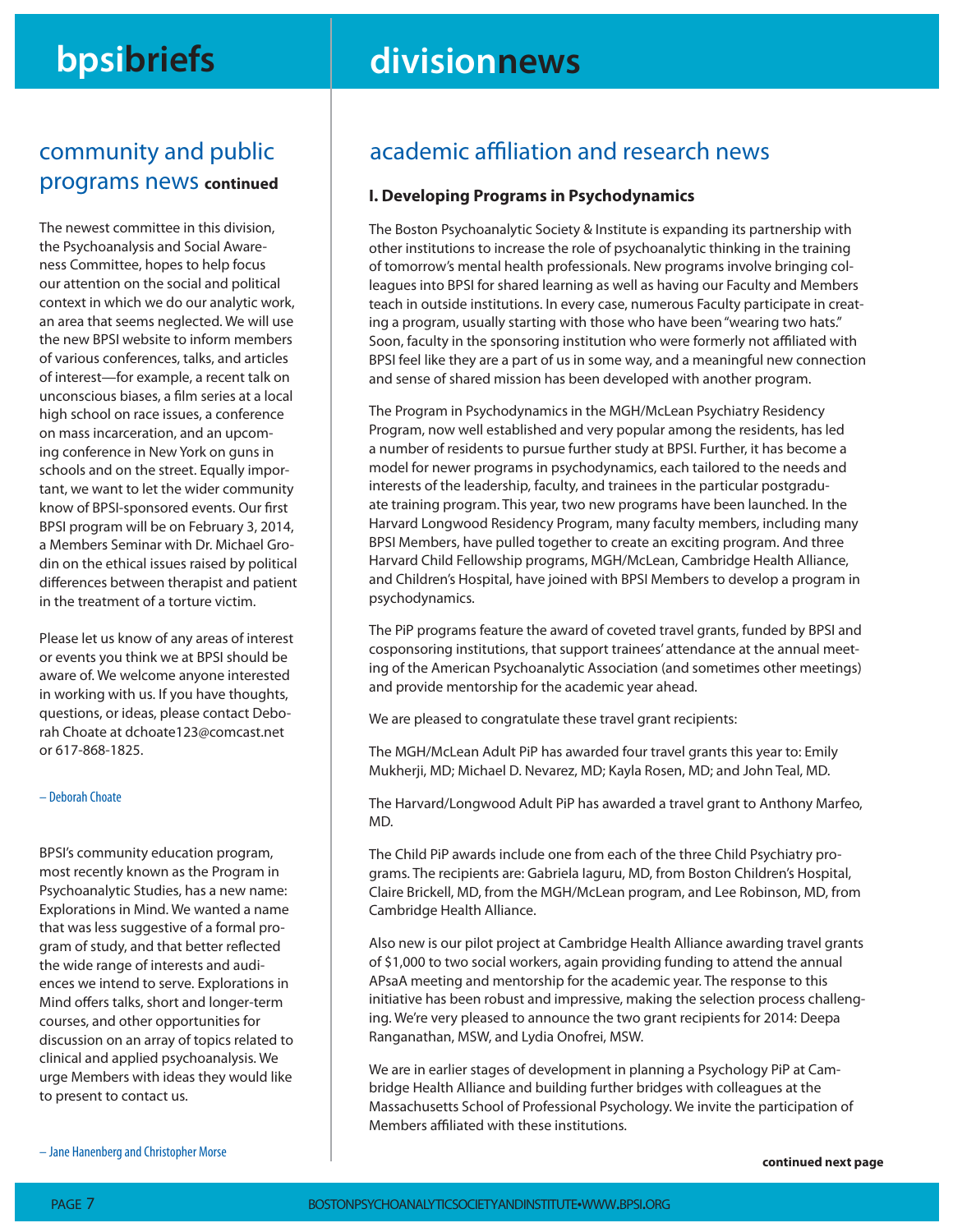# bpsibriefs

## community and public programs news **continued**

The newest committee in this division, the Psychoanalysis and Social Awareness Committee, hopes to help focus our attention on the social and political context in which we do our analytic work, an area that seems neglected. We will use the new BPSI website to inform members of various conferences, talks, and articles of interest—for example, a recent talk on unconscious biases, a film series at a local high school on race issues, a conference on mass incarceration, and an upcoming conference in New York on guns in schools and on the street. Equally important, we want to let the wider community know of BPSI-sponsored events. Our first BPSI program will be on February 3, 2014, a Members Seminar with Dr. Michael Grodin on the ethical issues raised by political differences between therapist and patient in the treatment of a torture victim.

Please let us know of any areas of interest or events you think we at BPSI should be aware of. We welcome anyone interested in working with us. If you have thoughts, questions, or ideas, please contact Deborah Choate at dchoate123@comcast.net or 617-868-1825.

– Deborah Choate

BPSI's community education program, most recently known as the Program in Psychoanalytic Studies, has a new name: Explorations in Mind. We wanted a name that was less suggestive of a formal program of study, and that better reflected the wide range of interests and audiences we intend to serve. Explorations in Mind offers talks, short and longer-term courses, and other opportunities for discussion on an array of topics related to clinical and applied psychoanalysis. We urge Members with ideas they would like to present to contact us.

– Jane Hanenberg and Christopher Morse

# divisionnews

## academic affiliation and research news

### I. Developing Programs in Psychodynamics

The Boston Psychoanalytic Society & Institute is expanding its partnership with other institutions to increase the role of psychoanalytic thinking in the training of tomorrow's mental health professionals. New programs involve bringing colleagues into BPSI for shared learning as well as having our Faculty and Members teach in outside institutions. In every case, numerous Faculty participate in creating a program, usually starting with those who have been "wearing two hats." Soon, faculty in the sponsoring institution who were formerly not affiliated with BPSI feel like they are a part of us in some way, and a meaningful new connection and sense of shared mission has been developed with another program.

The Program in Psychodynamics in the MGH/McLean Psychiatry Residency Program, now well established and very popular among the residents, has led a number of residents to pursue further study at BPSI. Further, it has become a model for newer programs in psychodynamics, each tailored to the needs and interests of the leadership, faculty, and trainees in the particular postgraduate training program. This year, two new programs have been launched. In the Harvard Longwood Residency Program, many faculty members, including many BPSI Members, have pulled together to create an exciting program. And three Harvard Child Fellowship programs, MGH/McLean, Cambridge Health Alliance, and Children's Hospital, have joined with BPSI Members to develop a program in psychodynamics.

The PiP programs feature the award of coveted travel grants, funded by BPSI and cosponsoring institutions, that support trainees' attendance at the annual meeting of the American Psychoanalytic Association (and sometimes other meetings) and provide mentorship for the academic year ahead.

We are pleased to congratulate these travel grant recipients:

The MGH/McLean Adult PiP has awarded four travel grants this year to: Emily Mukherji, MD; Michael D. Nevarez, MD; Kayla Rosen, MD; and John Teal, MD.

The Harvard/Longwood Adult PiP has awarded a travel grant to Anthony Marfeo, MD.

The Child PiP awards include one from each of the three Child Psychiatry programs. The recipients are: Gabriela Iaguru, MD, from Boston Children's Hospital, Claire Brickell, MD, from the MGH/McLean program, and Lee Robinson, MD, from Cambridge Health Alliance.

Also new is our pilot project at Cambridge Health Alliance awarding travel grants of $1,000 to two social workers, again providing funding to attend the annual APsaA meeting and mentorship for the academic year. The response to this initiative has been robust and impressive, making the selection process challenging. We're very pleased to announce the two grant recipients for 2014: Deepa Ranganathan, MSW, and Lydia Onofrei, MSW.

We are in earlier stages of development in planning a Psychology PiP at Cambridge Health Alliance and building further bridges with colleagues at the Massachusetts School of Professional Psychology. We invite the participation of Members affiliated with these institutions.

**continued next page**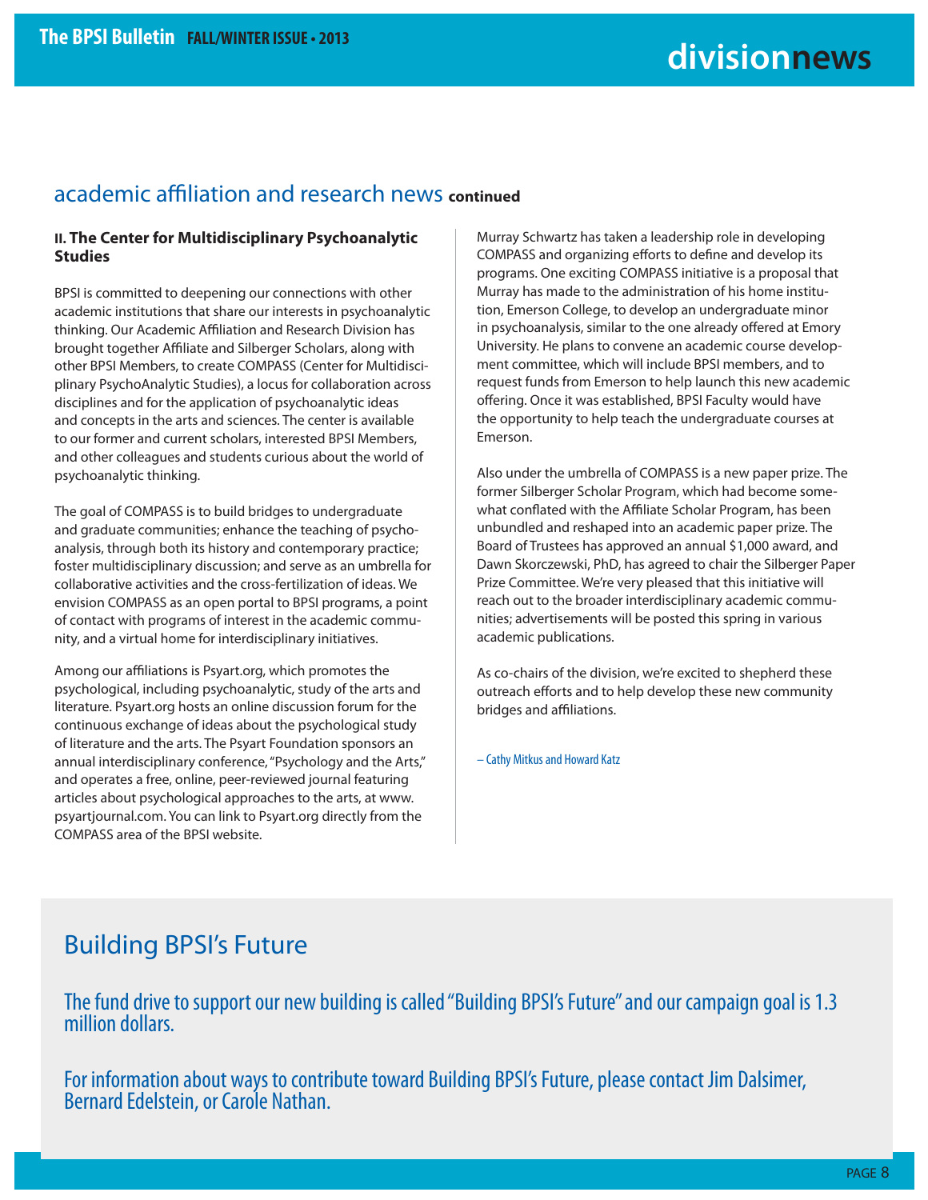## academic affiliation and research news **continued**

### II. The Center for Multidisciplinary Psychoanalytic Studies

BPSI is committed to deepening our connections with other academic institutions that share our interests in psychoanalytic thinking. Our Academic Affiliation and Research Division has brought together Affiliate and Silberger Scholars, along with other BPSI Members, to create COMPASS (Center for Multidisciplinary PsychoAnalytic Studies), a locus for collaboration across disciplines and for the application of psychoanalytic ideas and concepts in the arts and sciences. The center is available to our former and current scholars, interested BPSI Members, and other colleagues and students curious about the world of psychoanalytic thinking.

The goal of COMPASS is to build bridges to undergraduate and graduate communities; enhance the teaching of psychoanalysis, through both its history and contemporary practice; foster multidisciplinary discussion; and serve as an umbrella for collaborative activities and the cross-fertilization of ideas. We envision COMPASS as an open portal to BPSI programs, a point of contact with programs of interest in the academic community, and a virtual home for interdisciplinary initiatives.

Among our affiliations is Psyart.org, which promotes the psychological, including psychoanalytic, study of the arts and literature. Psyart.org hosts an online discussion forum for the continuous exchange of ideas about the psychological study of literature and the arts. The Psyart Foundation sponsors an annual interdisciplinary conference, "Psychology and the Arts," and operates a free, online, peer-reviewed journal featuring articles about psychological approaches to the arts, at www.psyartjournal.com. You can link to Psyart.org directly from the COMPASS area of the BPSI website.

Murray Schwartz has taken a leadership role in developing COMPASS and organizing efforts to define and develop its programs. One exciting COMPASS initiative is a proposal that Murray has made to the administration of his home institution, Emerson College, to develop an undergraduate minor in psychoanalysis, similar to the one already offered at Emory University. He plans to convene an academic course development committee, which will include BPSI members, and to request funds from Emerson to help launch this new academic offering. Once it was established, BPSI Faculty would have the opportunity to help teach the undergraduate courses at Emerson.

Also under the umbrella of COMPASS is a new paper prize. The former Silberger Scholar Program, which had become somewhat conflated with the Affiliate Scholar Program, has been unbundled and reshaped into an academic paper prize. The Board of Trustees has approved an annual $1,000 award, and Dawn Skorczewski, PhD, has agreed to chair the Silberger Paper Prize Committee. We're very pleased that this initiative will reach out to the broader interdisciplinary academic communities; advertisements will be posted this spring in various academic publications.

As co-chairs of the division, we're excited to shepherd these outreach efforts and to help develop these new community bridges and affiliations.

– Cathy Mitkus and Howard Katz

## Building BPSI's Future

The fund drive to support our new building is called "Building BPSI's Future" and our campaign goal is 1.3 million dollars.

For information about ways to contribute toward Building BPSI's Future, please contact Jim Dalsimer, Bernard Edelstein, or Carole Nathan.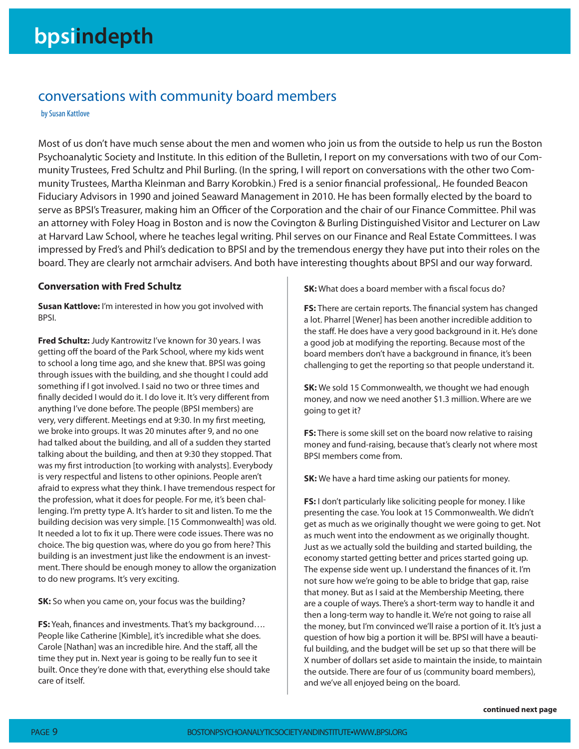## conversations with community board members

by Susan Kattlove

Most of us don't have much sense about the men and women who join us from the outside to help us run the Boston Psychoanalytic Society and Institute. In this edition of the Bulletin, I report on my conversations with two of our Community Trustees, Fred Schultz and Phil Burling. (In the spring, I will report on conversations with the other two Community Trustees, Martha Kleinman and Barry Korobkin.) Fred is a senior financial professional,. He founded Beacon Fiduciary Advisors in 1990 and joined Seaward Management in 2010. He has been formally elected by the board to serve as BPSI's Treasurer, making him an Officer of the Corporation and the chair of our Finance Committee. Phil was an attorney with Foley Hoag in Boston and is now the Covington & Burling Distinguished Visitor and Lecturer on Law at Harvard Law School, where he teaches legal writing. Phil serves on our Finance and Real Estate Committees. I was impressed by Fred's and Phil's dedication to BPSI and by the tremendous energy they have put into their roles on the board. They are clearly not armchair advisers. And both have interesting thoughts about BPSI and our way forward.

### Conversation with Fred Schultz

**Susan Kattlove:** I'm interested in how you got involved with BPSI.

**Fred Schultz:** Judy Kantrowitz I've known for 30 years. I was getting off the board of the Park School, where my kids went to school a long time ago, and she knew that. BPSI was going through issues with the building, and she thought I could add something if I got involved. I said no two or three times and finally decided I would do it. I do love it. It's very different from anything I've done before. The people (BPSI members) are very, very different. Meetings end at 9:30. In my first meeting, we broke into groups. It was 20 minutes after 9, and no one had talked about the building, and all of a sudden they started talking about the building, and then at 9:30 they stopped. That was my first introduction [to working with analysts]. Everybody is very respectful and listens to other opinions. People aren't afraid to express what they think. I have tremendous respect for the profession, what it does for people. For me, it's been challenging. I'm pretty type A. It's harder to sit and listen. To me the building decision was very simple. [15 Commonwealth] was old. It needed a lot to fix it up. There were code issues. There was no choice. The big question was, where do you go from here? This building is an investment just like the endowment is an investment. There should be enough money to allow the organization to do new programs. It's very exciting.

**SK:** So when you came on, your focus was the building?

**FS:** Yeah, finances and investments. That's my background…. People like Catherine [Kimble], it's incredible what she does. Carole [Nathan] was an incredible hire. And the staff, all the time they put in. Next year is going to be really fun to see it built. Once they're done with that, everything else should take care of itself.

**SK:** What does a board member with a fiscal focus do?

**FS:** There are certain reports. The financial system has changed a lot. Pharrel [Wener] has been another incredible addition to the staff. He does have a very good background in it. He's done a good job at modifying the reporting. Because most of the board members don't have a background in finance, it's been challenging to get the reporting so that people understand it.

**SK:** We sold 15 Commonwealth, we thought we had enough money, and now we need another $1.3 million. Where are we going to get it?

**FS:** There is some skill set on the board now relative to raising money and fund-raising, because that's clearly not where most BPSI members come from.

**SK:** We have a hard time asking our patients for money.

**FS:** I don't particularly like soliciting people for money. I like presenting the case. You look at 15 Commonwealth. We didn't get as much as we originally thought we were going to get. Not as much went into the endowment as we originally thought. Just as we actually sold the building and started building, the economy started getting better and prices started going up. The expense side went up. I understand the finances of it. I'm not sure how we're going to be able to bridge that gap, raise that money. But as I said at the Membership Meeting, there are a couple of ways. There's a short-term way to handle it and then a long-term way to handle it. We're not going to raise all the money, but I'm convinced we'll raise a portion of it. It's just a question of how big a portion it will be. BPSI will have a beautiful building, and the budget will be set up so that there will be X number of dollars set aside to maintain the inside, to maintain the outside. There are four of us (community board members), and we've all enjoyed being on the board.

**continued next page**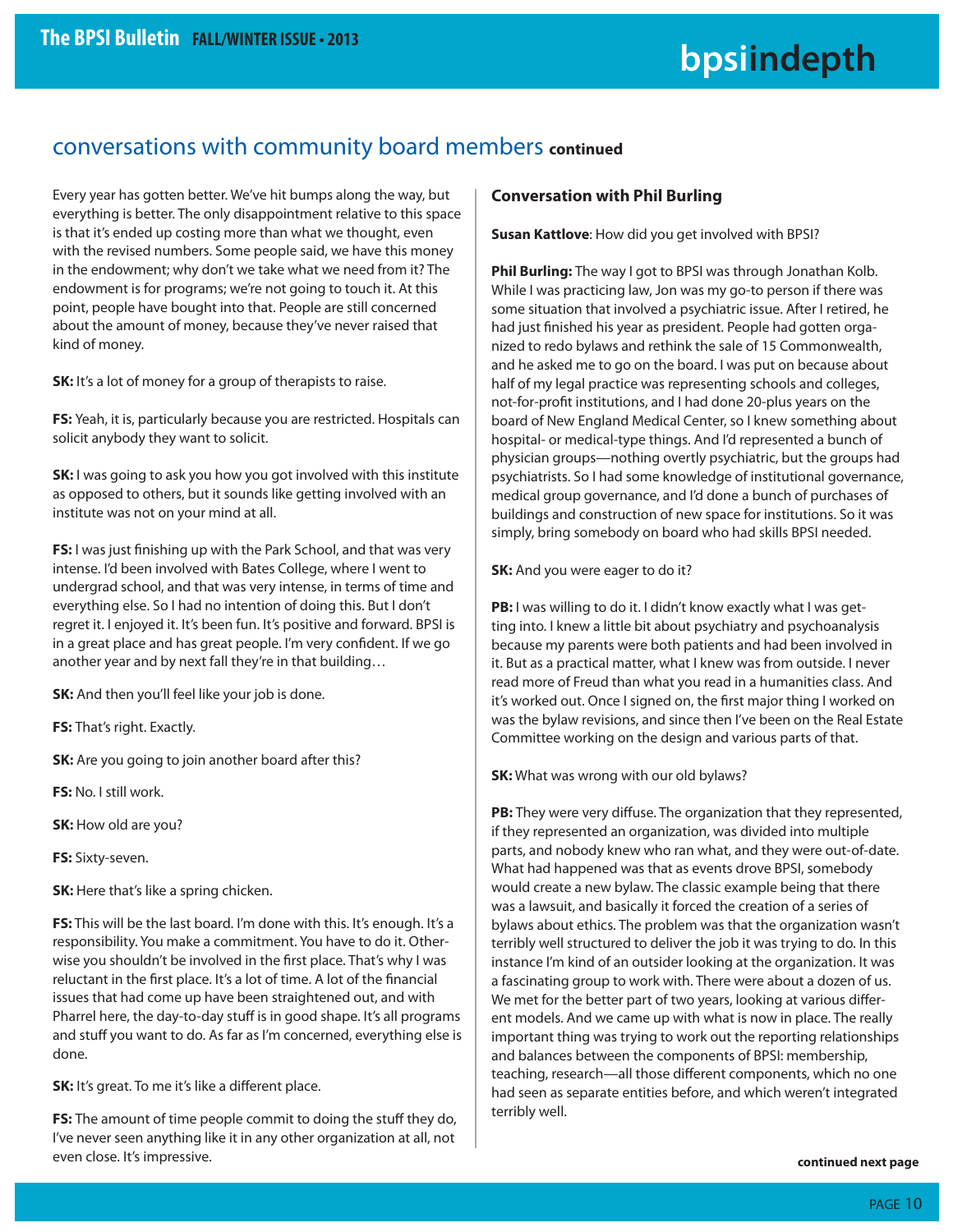## conversations with community board members **continued**

Every year has gotten better. We've hit bumps along the way, but everything is better. The only disappointment relative to this space is that it's ended up costing more than what we thought, even with the revised numbers. Some people said, we have this money in the endowment; why don't we take what we need from it? The endowment is for programs; we're not going to touch it. At this point, people have bought into that. People are still concerned about the amount of money, because they've never raised that kind of money.

**SK:** It's a lot of money for a group of therapists to raise.

**FS:** Yeah, it is, particularly because you are restricted. Hospitals can solicit anybody they want to solicit.

**SK:** I was going to ask you how you got involved with this institute as opposed to others, but it sounds like getting involved with an institute was not on your mind at all.

**FS:** I was just finishing up with the Park School, and that was very intense. I'd been involved with Bates College, where I went to undergrad school, and that was very intense, in terms of time and everything else. So I had no intention of doing this. But I don't regret it. I enjoyed it. It's been fun. It's positive and forward. BPSI is in a great place and has great people. I'm very confident. If we go another year and by next fall they're in that building…

**SK:** And then you'll feel like your job is done.

**FS:** That's right. Exactly.

**SK:** Are you going to join another board after this?

**FS:** No. I still work.

**SK:** How old are you?

**FS:** Sixty-seven.

**SK:** Here that's like a spring chicken.

**FS:** This will be the last board. I'm done with this. It's enough. It's a responsibility. You make a commitment. You have to do it. Otherwise you shouldn't be involved in the first place. That's why I was reluctant in the first place. It's a lot of time. A lot of the financial issues that had come up have been straightened out, and with Pharrel here, the day-to-day stuff is in good shape. It's all programs and stuff you want to do. As far as I'm concerned, everything else is done.

**SK:** It's great. To me it's like a different place.

**FS:** The amount of time people commit to doing the stuff they do, I've never seen anything like it in any other organization at all, not even close. It's impressive.

### Conversation with Phil Burling

**Susan Kattlove**: How did you get involved with BPSI?

**Phil Burling:** The way I got to BPSI was through Jonathan Kolb. While I was practicing law, Jon was my go-to person if there was some situation that involved a psychiatric issue. After I retired, he had just finished his year as president. People had gotten organized to redo bylaws and rethink the sale of 15 Commonwealth, and he asked me to go on the board. I was put on because about half of my legal practice was representing schools and colleges, not-for-profit institutions, and I had done 20-plus years on the board of New England Medical Center, so I knew something about hospital- or medical-type things. And I'd represented a bunch of physician groups—nothing overtly psychiatric, but the groups had psychiatrists. So I had some knowledge of institutional governance, medical group governance, and I'd done a bunch of purchases of buildings and construction of new space for institutions. So it was simply, bring somebody on board who had skills BPSI needed.

**SK:** And you were eager to do it?

**PB:** I was willing to do it. I didn't know exactly what I was getting into. I knew a little bit about psychiatry and psychoanalysis because my parents were both patients and had been involved in it. But as a practical matter, what I knew was from outside. I never read more of Freud than what you read in a humanities class. And it's worked out. Once I signed on, the first major thing I worked on was the bylaw revisions, and since then I've been on the Real Estate Committee working on the design and various parts of that.

**SK:** What was wrong with our old bylaws?

**PB:** They were very diffuse. The organization that they represented, if they represented an organization, was divided into multiple parts, and nobody knew who ran what, and they were out-of-date. What had happened was that as events drove BPSI, somebody would create a new bylaw. The classic example being that there was a lawsuit, and basically it forced the creation of a series of bylaws about ethics. The problem was that the organization wasn't terribly well structured to deliver the job it was trying to do. In this instance I'm kind of an outsider looking at the organization. It was a fascinating group to work with. There were about a dozen of us. We met for the better part of two years, looking at various different models. And we came up with what is now in place. The really important thing was trying to work out the reporting relationships and balances between the components of BPSI: membership, teaching, research—all those different components, which no one had seen as separate entities before, and which weren't integrated terribly well.

**continued next page**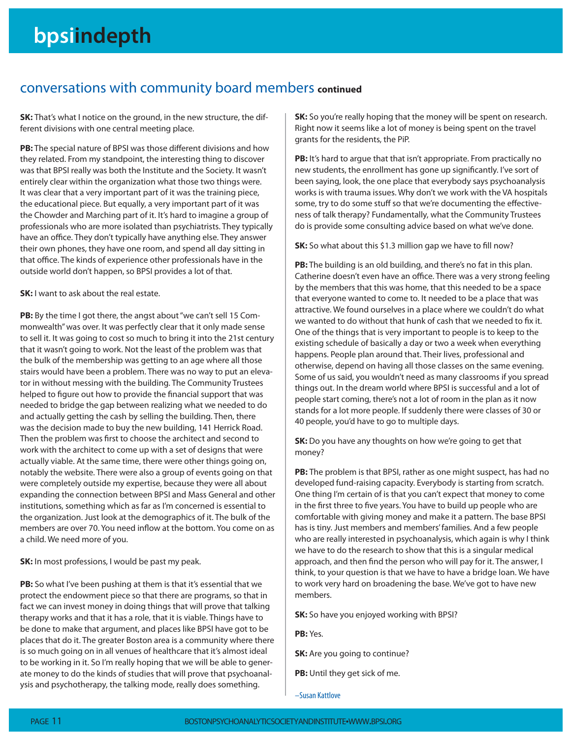## conversations with community board members **continued**

**SK:** That's what I notice on the ground, in the new structure, the different divisions with one central meeting place.

**PB:** The special nature of BPSI was those different divisions and how they related. From my standpoint, the interesting thing to discover was that BPSI really was both the Institute and the Society. It wasn't entirely clear within the organization what those two things were. It was clear that a very important part of it was the training piece, the educational piece. But equally, a very important part of it was the Chowder and Marching part of it. It's hard to imagine a group of professionals who are more isolated than psychiatrists. They typically have an office. They don't typically have anything else. They answer their own phones, they have one room, and spend all day sitting in that office. The kinds of experience other professionals have in the outside world don't happen, so BPSI provides a lot of that.

**SK:** I want to ask about the real estate.

**PB:** By the time I got there, the angst about "we can't sell 15 Commonwealth" was over. It was perfectly clear that it only made sense to sell it. It was going to cost so much to bring it into the 21st century that it wasn't going to work. Not the least of the problem was that the bulk of the membership was getting to an age where all those stairs would have been a problem. There was no way to put an elevator in without messing with the building. The Community Trustees helped to figure out how to provide the financial support that was needed to bridge the gap between realizing what we needed to do and actually getting the cash by selling the building. Then, there was the decision made to buy the new building, 141 Herrick Road. Then the problem was first to choose the architect and second to work with the architect to come up with a set of designs that were actually viable. At the same time, there were other things going on, notably the website. There were also a group of events going on that were completely outside my expertise, because they were all about expanding the connection between BPSI and Mass General and other institutions, something which as far as I'm concerned is essential to the organization. Just look at the demographics of it. The bulk of the members are over 70. You need inflow at the bottom. You come on as a child. We need more of you.

**SK:** In most professions, I would be past my peak.

**PB:** So what I've been pushing at them is that it's essential that we protect the endowment piece so that there are programs, so that in fact we can invest money in doing things that will prove that talking therapy works and that it has a role, that it is viable. Things have to be done to make that argument, and places like BPSI have got to be places that do it. The greater Boston area is a community where there is so much going on in all venues of healthcare that it's almost ideal to be working in it. So I'm really hoping that we will be able to generate money to do the kinds of studies that will prove that psychoanalysis and psychotherapy, the talking mode, really does something.

**SK:** So you're really hoping that the money will be spent on research. Right now it seems like a lot of money is being spent on the travel grants for the residents, the PiP.

**PB:** It's hard to argue that that isn't appropriate. From practically no new students, the enrollment has gone up significantly. I've sort of been saying, look, the one place that everybody says psychoanalysis works is with trauma issues. Why don't we work with the VA hospitals some, try to do some stuff so that we're documenting the effectiveness of talk therapy? Fundamentally, what the Community Trustees do is provide some consulting advice based on what we've done.

**SK:** So what about this $1.3 million gap we have to fill now?

**PB:** The building is an old building, and there's no fat in this plan. Catherine doesn't even have an office. There was a very strong feeling by the members that this was home, that this needed to be a space that everyone wanted to come to. It needed to be a place that was attractive. We found ourselves in a place where we couldn't do what we wanted to do without that hunk of cash that we needed to fix it. One of the things that is very important to people is to keep to the existing schedule of basically a day or two a week when everything happens. People plan around that. Their lives, professional and otherwise, depend on having all those classes on the same evening. Some of us said, you wouldn't need as many classrooms if you spread things out. In the dream world where BPSI is successful and a lot of people start coming, there's not a lot of room in the plan as it now stands for a lot more people. If suddenly there were classes of 30 or 40 people, you'd have to go to multiple days.

**SK:** Do you have any thoughts on how we're going to get that money?

**PB:** The problem is that BPSI, rather as one might suspect, has had no developed fund-raising capacity. Everybody is starting from scratch. One thing I'm certain of is that you can't expect that money to come in the first three to five years. You have to build up people who are comfortable with giving money and make it a pattern. The base BPSI has is tiny. Just members and members' families. And a few people who are really interested in psychoanalysis, which again is why I think we have to do the research to show that this is a singular medical approach, and then find the person who will pay for it. The answer, I think, to your question is that we have to have a bridge loan. We have to work very hard on broadening the base. We've got to have new members.

**SK:** So have you enjoyed working with BPSI?

**PB:** Yes.

**SK:** Are you going to continue?

**PB:** Until they get sick of me.

–Susan Kattlove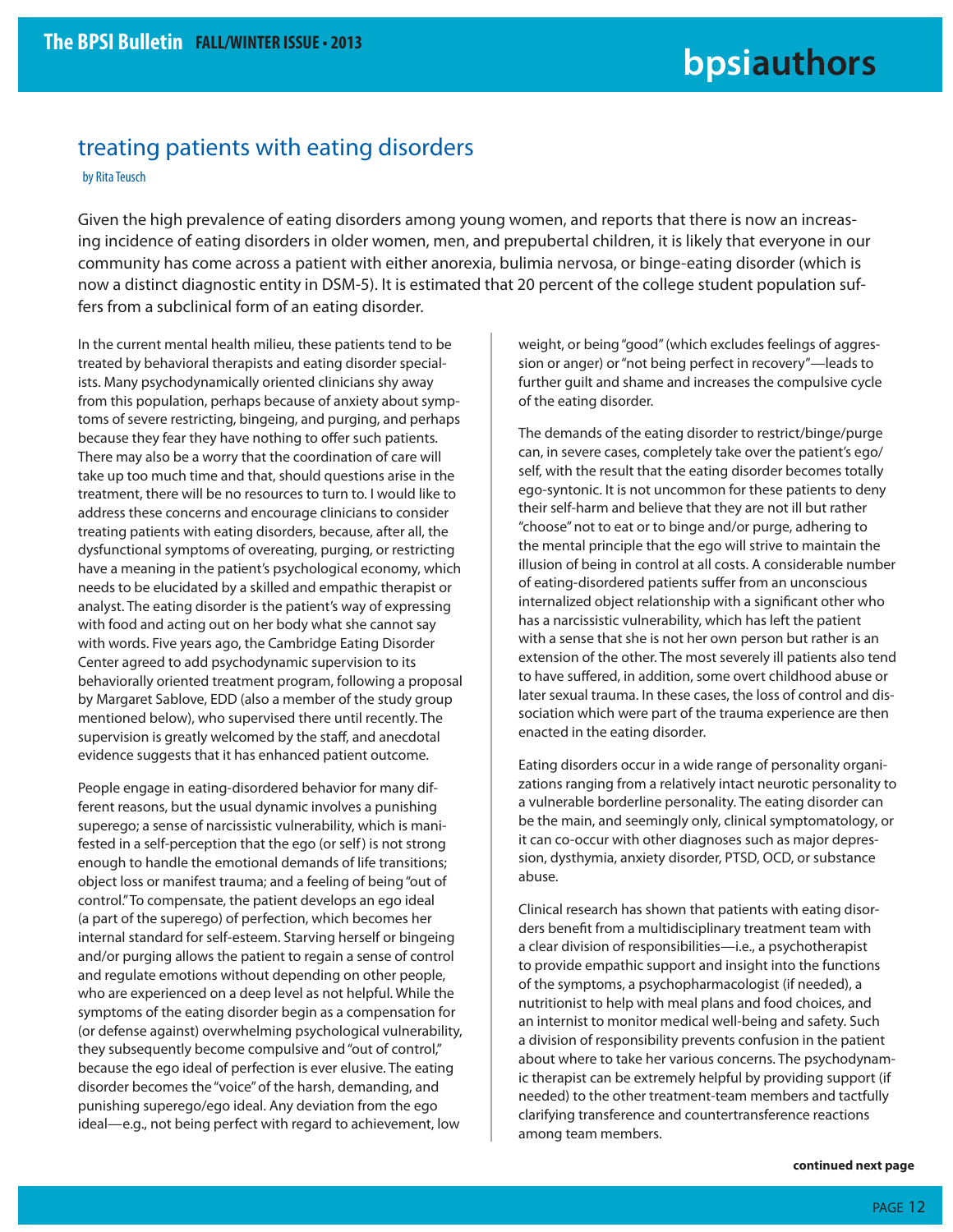# treating patients with eating disorders

by Rita Teusch

Given the high prevalence of eating disorders among young women, and reports that there is now an increasing incidence of eating disorders in older women, men, and prepubertal children, it is likely that everyone in our community has come across a patient with either anorexia, bulimia nervosa, or binge-eating disorder (which is now a distinct diagnostic entity in DSM-5). It is estimated that 20 percent of the college student population suffers from a subclinical form of an eating disorder.

In the current mental health milieu, these patients tend to be treated by behavioral therapists and eating disorder specialists. Many psychodynamically oriented clinicians shy away from this population, perhaps because of anxiety about symptoms of severe restricting, bingeing, and purging, and perhaps because they fear they have nothing to offer such patients. There may also be a worry that the coordination of care will take up too much time and that, should questions arise in the treatment, there will be no resources to turn to. I would like to address these concerns and encourage clinicians to consider treating patients with eating disorders, because, after all, the dysfunctional symptoms of overeating, purging, or restricting have a meaning in the patient's psychological economy, which needs to be elucidated by a skilled and empathic therapist or analyst. The eating disorder is the patient's way of expressing with food and acting out on her body what she cannot say with words. Five years ago, the Cambridge Eating Disorder Center agreed to add psychodynamic supervision to its behaviorally oriented treatment program, following a proposal by Margaret Sablove, EDD (also a member of the study group mentioned below), who supervised there until recently. The supervision is greatly welcomed by the staff, and anecdotal evidence suggests that it has enhanced patient outcome.

People engage in eating-disordered behavior for many different reasons, but the usual dynamic involves a punishing superego; a sense of narcissistic vulnerability, which is manifested in a self-perception that the ego (or self) is not strong enough to handle the emotional demands of life transitions; object loss or manifest trauma; and a feeling of being "out of control." To compensate, the patient develops an ego ideal (a part of the superego) of perfection, which becomes her internal standard for self-esteem. Starving herself or bingeing and/or purging allows the patient to regain a sense of control and regulate emotions without depending on other people, who are experienced on a deep level as not helpful. While the symptoms of the eating disorder begin as a compensation for (or defense against) overwhelming psychological vulnerability, they subsequently become compulsive and "out of control," because the ego ideal of perfection is ever elusive. The eating disorder becomes the "voice" of the harsh, demanding, and punishing superego/ego ideal. Any deviation from the ego ideal—e.g., not being perfect with regard to achievement, low weight, or being "good" (which excludes feelings of aggression or anger) or "not being perfect in recovery"—leads to further guilt and shame and increases the compulsive cycle of the eating disorder.

The demands of the eating disorder to restrict/binge/purge can, in severe cases, completely take over the patient's ego/self, with the result that the eating disorder becomes totally ego-syntonic. It is not uncommon for these patients to deny their self-harm and believe that they are not ill but rather "choose" not to eat or to binge and/or purge, adhering to the mental principle that the ego will strive to maintain the illusion of being in control at all costs. A considerable number of eating-disordered patients suffer from an unconscious internalized object relationship with a significant other who has a narcissistic vulnerability, which has left the patient with a sense that she is not her own person but rather is an extension of the other. The most severely ill patients also tend to have suffered, in addition, some overt childhood abuse or later sexual trauma. In these cases, the loss of control and dissociation which were part of the trauma experience are then enacted in the eating disorder.

Eating disorders occur in a wide range of personality organizations ranging from a relatively intact neurotic personality to a vulnerable borderline personality. The eating disorder can be the main, and seemingly only, clinical symptomatology, or it can co-occur with other diagnoses such as major depression, dysthymia, anxiety disorder, PTSD, OCD, or substance abuse.

Clinical research has shown that patients with eating disorders benefit from a multidisciplinary treatment team with a clear division of responsibilities—i.e., a psychotherapist to provide empathic support and insight into the functions of the symptoms, a psychopharmacologist (if needed), a nutritionist to help with meal plans and food choices, and an internist to monitor medical well-being and safety. Such a division of responsibility prevents confusion in the patient about where to take her various concerns. The psychodynamic therapist can be extremely helpful by providing support (if needed) to the other treatment-team members and tactfully clarifying transference and countertransference reactions among team members.

**continued next page**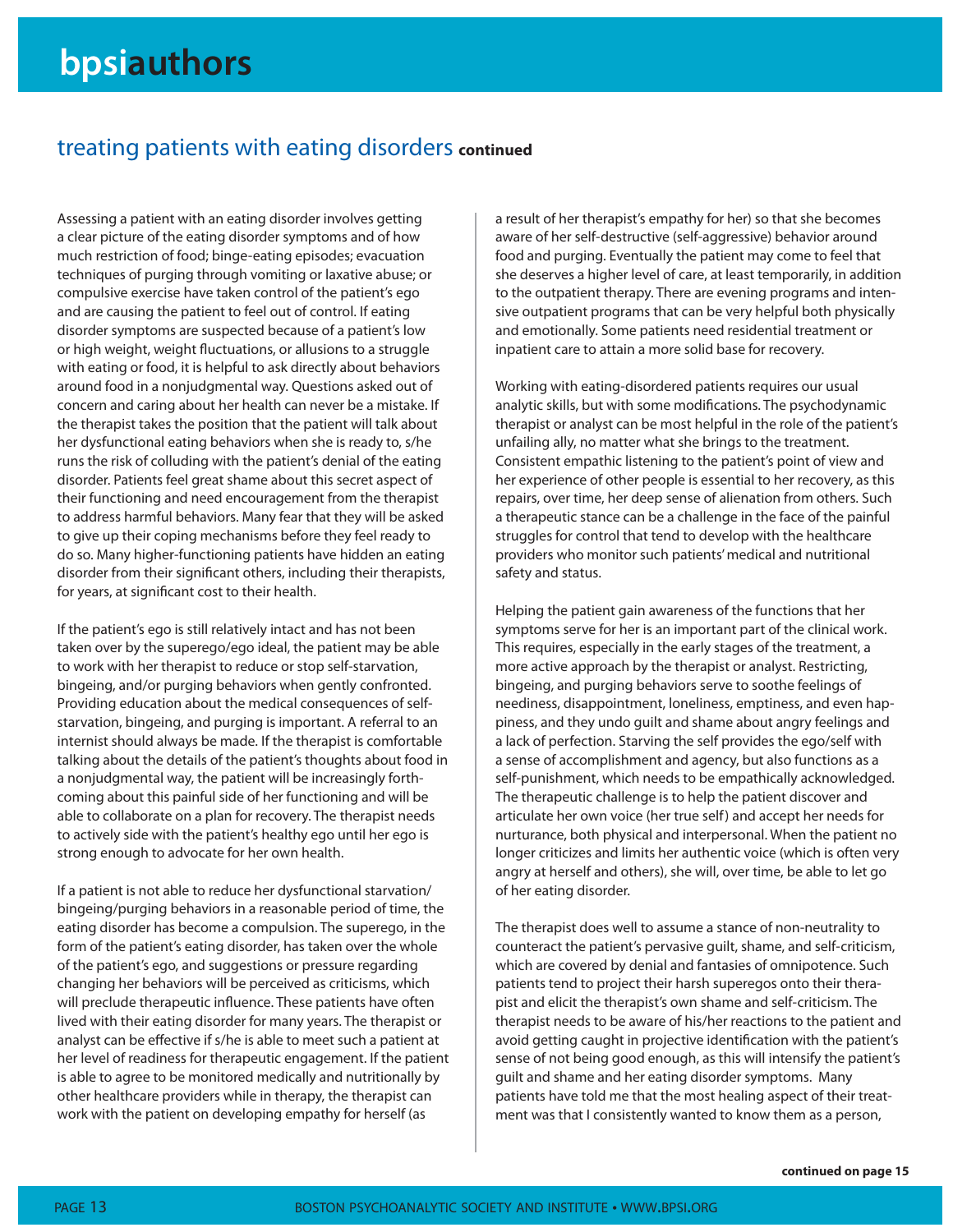## treating patients with eating disorders **continued**

Assessing a patient with an eating disorder involves getting a clear picture of the eating disorder symptoms and of how much restriction of food; binge-eating episodes; evacuation techniques of purging through vomiting or laxative abuse; or compulsive exercise have taken control of the patient's ego and are causing the patient to feel out of control. If eating disorder symptoms are suspected because of a patient's low or high weight, weight fluctuations, or allusions to a struggle with eating or food, it is helpful to ask directly about behaviors around food in a nonjudgmental way. Questions asked out of concern and caring about her health can never be a mistake. If the therapist takes the position that the patient will talk about her dysfunctional eating behaviors when she is ready to, s/he runs the risk of colluding with the patient's denial of the eating disorder. Patients feel great shame about this secret aspect of their functioning and need encouragement from the therapist to address harmful behaviors. Many fear that they will be asked to give up their coping mechanisms before they feel ready to do so. Many higher-functioning patients have hidden an eating disorder from their significant others, including their therapists, for years, at significant cost to their health.

If the patient's ego is still relatively intact and has not been taken over by the superego/ego ideal, the patient may be able to work with her therapist to reduce or stop self-starvation, bingeing, and/or purging behaviors when gently confronted. Providing education about the medical consequences of self-starvation, bingeing, and purging is important. A referral to an internist should always be made. If the therapist is comfortable talking about the details of the patient's thoughts about food in a nonjudgmental way, the patient will be increasingly forthcoming about this painful side of her functioning and will be able to collaborate on a plan for recovery. The therapist needs to actively side with the patient's healthy ego until her ego is strong enough to advocate for her own health.

If a patient is not able to reduce her dysfunctional starvation/bingeing/purging behaviors in a reasonable period of time, the eating disorder has become a compulsion. The superego, in the form of the patient's eating disorder, has taken over the whole of the patient's ego, and suggestions or pressure regarding changing her behaviors will be perceived as criticisms, which will preclude therapeutic influence. These patients have often lived with their eating disorder for many years. The therapist or analyst can be effective if s/he is able to meet such a patient at her level of readiness for therapeutic engagement. If the patient is able to agree to be monitored medically and nutritionally by other healthcare providers while in therapy, the therapist can work with the patient on developing empathy for herself (as a result of her therapist's empathy for her) so that she becomes aware of her self-destructive (self-aggressive) behavior around food and purging. Eventually the patient may come to feel that she deserves a higher level of care, at least temporarily, in addition to the outpatient therapy. There are evening programs and intensive outpatient programs that can be very helpful both physically and emotionally. Some patients need residential treatment or inpatient care to attain a more solid base for recovery.

Working with eating-disordered patients requires our usual analytic skills, but with some modifications. The psychodynamic therapist or analyst can be most helpful in the role of the patient's unfailing ally, no matter what she brings to the treatment. Consistent empathic listening to the patient's point of view and her experience of other people is essential to her recovery, as this repairs, over time, her deep sense of alienation from others. Such a therapeutic stance can be a challenge in the face of the painful struggles for control that tend to develop with the healthcare providers who monitor such patients' medical and nutritional safety and status.

Helping the patient gain awareness of the functions that her symptoms serve for her is an important part of the clinical work. This requires, especially in the early stages of the treatment, a more active approach by the therapist or analyst. Restricting, bingeing, and purging behaviors serve to soothe feelings of neediness, disappointment, loneliness, emptiness, and even happiness, and they undo guilt and shame about angry feelings and a lack of perfection. Starving the self provides the ego/self with a sense of accomplishment and agency, but also functions as a self-punishment, which needs to be empathically acknowledged. The therapeutic challenge is to help the patient discover and articulate her own voice (her true self) and accept her needs for nurturance, both physical and interpersonal. When the patient no longer criticizes and limits her authentic voice (which is often very angry at herself and others), she will, over time, be able to let go of her eating disorder.

The therapist does well to assume a stance of non-neutrality to counteract the patient's pervasive guilt, shame, and self-criticism, which are covered by denial and fantasies of omnipotence. Such patients tend to project their harsh superegos onto their therapist and elicit the therapist's own shame and self-criticism. The therapist needs to be aware of his/her reactions to the patient and avoid getting caught in projective identification with the patient's sense of not being good enough, as this will intensify the patient's guilt and shame and her eating disorder symptoms. Many patients have told me that the most healing aspect of their treatment was that I consistently wanted to know them as a person,

**continued on page 15**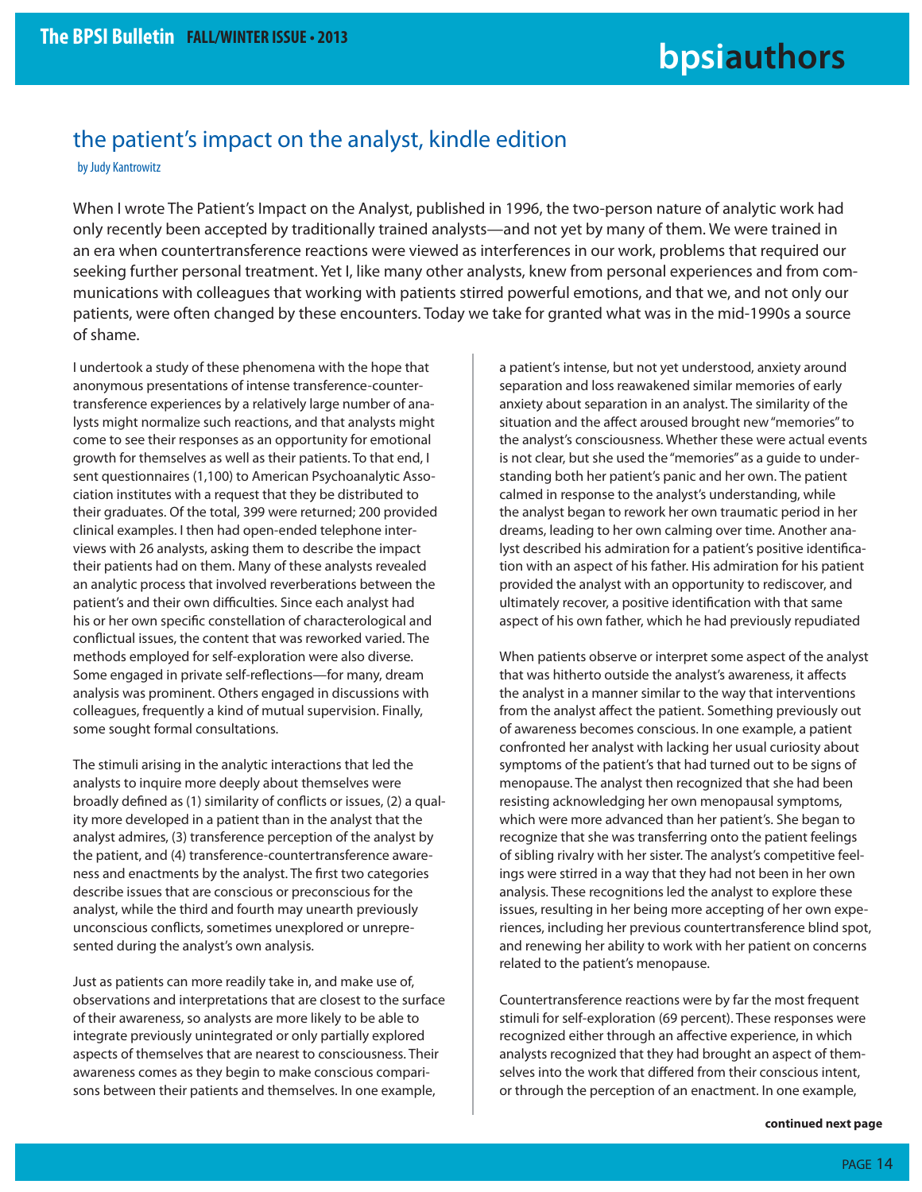# the patient's impact on the analyst, kindle edition

by Judy Kantrowitz

When I wrote The Patient's Impact on the Analyst, published in 1996, the two-person nature of analytic work had only recently been accepted by traditionally trained analysts—and not yet by many of them. We were trained in an era when countertransference reactions were viewed as interferences in our work, problems that required our seeking further personal treatment. Yet I, like many other analysts, knew from personal experiences and from communications with colleagues that working with patients stirred powerful emotions, and that we, and not only our patients, were often changed by these encounters. Today we take for granted what was in the mid-1990s a source of shame.

I undertook a study of these phenomena with the hope that anonymous presentations of intense transference-countertransference experiences by a relatively large number of analysts might normalize such reactions, and that analysts might come to see their responses as an opportunity for emotional growth for themselves as well as their patients. To that end, I sent questionnaires (1,100) to American Psychoanalytic Association institutes with a request that they be distributed to their graduates. Of the total, 399 were returned; 200 provided clinical examples. I then had open-ended telephone interviews with 26 analysts, asking them to describe the impact their patients had on them. Many of these analysts revealed an analytic process that involved reverberations between the patient's and their own difficulties. Since each analyst had his or her own specific constellation of characterological and conflictual issues, the content that was reworked varied. The methods employed for self-exploration were also diverse. Some engaged in private self-reflections—for many, dream analysis was prominent. Others engaged in discussions with colleagues, frequently a kind of mutual supervision. Finally, some sought formal consultations.

The stimuli arising in the analytic interactions that led the analysts to inquire more deeply about themselves were broadly defined as (1) similarity of conflicts or issues, (2) a quality more developed in a patient than in the analyst that the analyst admires, (3) transference perception of the analyst by the patient, and (4) transference-countertransference awareness and enactments by the analyst. The first two categories describe issues that are conscious or preconscious for the analyst, while the third and fourth may unearth previously unconscious conflicts, sometimes unexplored or unrepresented during the analyst's own analysis.

Just as patients can more readily take in, and make use of, observations and interpretations that are closest to the surface of their awareness, so analysts are more likely to be able to integrate previously unintegrated or only partially explored aspects of themselves that are nearest to consciousness. Their awareness comes as they begin to make conscious comparisons between their patients and themselves. In one example, a patient's intense, but not yet understood, anxiety around separation and loss reawakened similar memories of early anxiety about separation in an analyst. The similarity of the situation and the affect aroused brought new "memories" to the analyst's consciousness. Whether these were actual events is not clear, but she used the "memories" as a guide to understanding both her patient's panic and her own. The patient calmed in response to the analyst's understanding, while the analyst began to rework her own traumatic period in her dreams, leading to her own calming over time. Another analyst described his admiration for a patient's positive identification with an aspect of his father. His admiration for his patient provided the analyst with an opportunity to rediscover, and ultimately recover, a positive identification with that same aspect of his own father, which he had previously repudiated

When patients observe or interpret some aspect of the analyst that was hitherto outside the analyst's awareness, it affects the analyst in a manner similar to the way that interventions from the analyst affect the patient. Something previously out of awareness becomes conscious. In one example, a patient confronted her analyst with lacking her usual curiosity about symptoms of the patient's that had turned out to be signs of menopause. The analyst then recognized that she had been resisting acknowledging her own menopausal symptoms, which were more advanced than her patient's. She began to recognize that she was transferring onto the patient feelings of sibling rivalry with her sister. The analyst's competitive feelings were stirred in a way that they had not been in her own analysis. These recognitions led the analyst to explore these issues, resulting in her being more accepting of her own experiences, including her previous countertransference blind spot, and renewing her ability to work with her patient on concerns related to the patient's menopause.

Countertransference reactions were by far the most frequent stimuli for self-exploration (69 percent). These responses were recognized either through an affective experience, in which analysts recognized that they had brought an aspect of themselves into the work that differed from their conscious intent, or through the perception of an enactment. In one example,

**continued next page**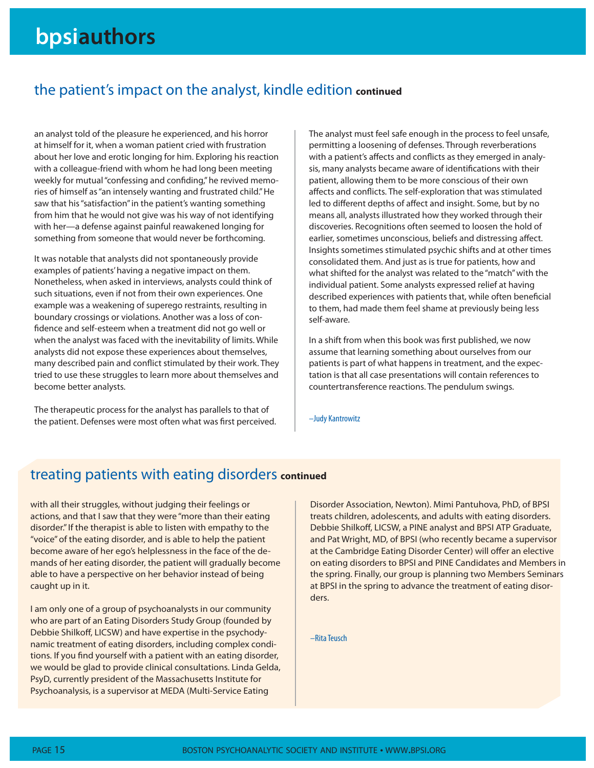## the patient's impact on the analyst, kindle edition **continued**

an analyst told of the pleasure he experienced, and his horror at himself for it, when a woman patient cried with frustration about her love and erotic longing for him. Exploring his reaction with a colleague-friend with whom he had long been meeting weekly for mutual "confessing and confiding," he revived memories of himself as "an intensely wanting and frustrated child." He saw that his "satisfaction" in the patient's wanting something from him that he would not give was his way of not identifying with her—a defense against painful reawakened longing for something from someone that would never be forthcoming.

It was notable that analysts did not spontaneously provide examples of patients' having a negative impact on them. Nonetheless, when asked in interviews, analysts could think of such situations, even if not from their own experiences. One example was a weakening of superego restraints, resulting in boundary crossings or violations. Another was a loss of confidence and self-esteem when a treatment did not go well or when the analyst was faced with the inevitability of limits. While analysts did not expose these experiences about themselves, many described pain and conflict stimulated by their work. They tried to use these struggles to learn more about themselves and become better analysts.

The therapeutic process for the analyst has parallels to that of the patient. Defenses were most often what was first perceived. The analyst must feel safe enough in the process to feel unsafe, permitting a loosening of defenses. Through reverberations with a patient's affects and conflicts as they emerged in analysis, many analysts became aware of identifications with their patient, allowing them to be more conscious of their own affects and conflicts. The self-exploration that was stimulated led to different depths of affect and insight. Some, but by no means all, analysts illustrated how they worked through their discoveries. Recognitions often seemed to loosen the hold of earlier, sometimes unconscious, beliefs and distressing affect. Insights sometimes stimulated psychic shifts and at other times consolidated them. And just as is true for patients, how and what shifted for the analyst was related to the "match" with the individual patient. Some analysts expressed relief at having described experiences with patients that, while often beneficial to them, had made them feel shame at previously being less self-aware.

In a shift from when this book was first published, we now assume that learning something about ourselves from our patients is part of what happens in treatment, and the expectation is that all case presentations will contain references to countertransference reactions. The pendulum swings.

—Judy Kantrowitz

## treating patients with eating disorders **continued**

with all their struggles, without judging their feelings or actions, and that I saw that they were "more than their eating disorder." If the therapist is able to listen with empathy to the "voice" of the eating disorder, and is able to help the patient become aware of her ego's helplessness in the face of the demands of her eating disorder, the patient will gradually become able to have a perspective on her behavior instead of being caught up in it.

I am only one of a group of psychoanalysts in our community who are part of an Eating Disorders Study Group (founded by Debbie Shilkoff, LICSW) and have expertise in the psychodynamic treatment of eating disorders, including complex conditions. If you find yourself with a patient with an eating disorder, we would be glad to provide clinical consultations. Linda Gelda, PsyD, currently president of the Massachusetts Institute for Psychoanalysis, is a supervisor at MEDA (Multi-Service Eating Disorder Association, Newton). Mimi Pantuhova, PhD, of BPSI treats children, adolescents, and adults with eating disorders. Debbie Shilkoff, LICSW, a PINE analyst and BPSI ATP Graduate, and Pat Wright, MD, of BPSI (who recently became a supervisor at the Cambridge Eating Disorder Center) will offer an elective on eating disorders to BPSI and PINE Candidates and Members in the spring. Finally, our group is planning two Members Seminars at BPSI in the spring to advance the treatment of eating disorders.

—Rita Teusch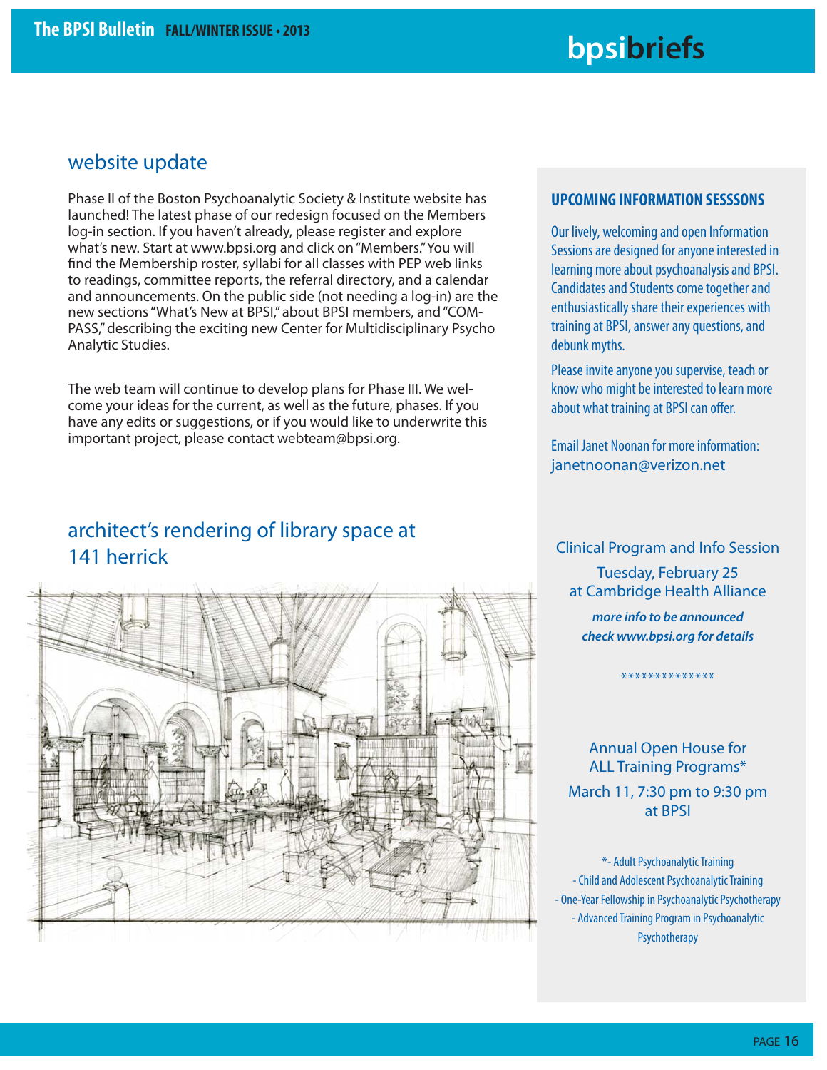# bpsibriefs

## website update

Phase II of the Boston Psychoanalytic Society & Institute website has launched! The latest phase of our redesign focused on the Members log-in section. If you haven't already, please register and explore what's new. Start at www.bpsi.org and click on "Members." You will find the Membership roster, syllabi for all classes with PEP web links to readings, committee reports, the referral directory, and a calendar and announcements. On the public side (not needing a log-in) are the new sections "What's New at BPSI," about BPSI members, and "COMPASS," describing the exciting new Center for Multidisciplinary Psycho Analytic Studies.

The web team will continue to develop plans for Phase III. We welcome your ideas for the current, as well as the future, phases. If you have any edits or suggestions, or if you would like to underwrite this important project, please contact webteam@bpsi.org.

## architect's rendering of library space at 141 herrick

### UPCOMING INFORMATION SESSSONS

Our lively, welcoming and open Information Sessions are designed for anyone interested in learning more about psychoanalysis and BPSI. Candidates and Students come together and enthusiastically share their experiences with training at BPSI, answer any questions, and debunk myths.

Please invite anyone you supervise, teach or know who might be interested to learn more about what training at BPSI can offer.

Email Janet Noonan for more information: janetnoonan@verizon.net

Clinical Program and Info Session
Tuesday, February 25
at Cambridge Health Alliance

***more info to be announced***
***check www.bpsi.org for details***

**************

Annual Open House for
ALL Training Programs*
March 11, 7:30 pm to 9:30 pm
at BPSI

*- Adult Psychoanalytic Training
- Child and Adolescent Psychoanalytic Training
- One-Year Fellowship in Psychoanalytic Psychotherapy
- Advanced Training Program in Psychoanalytic Psychotherapy